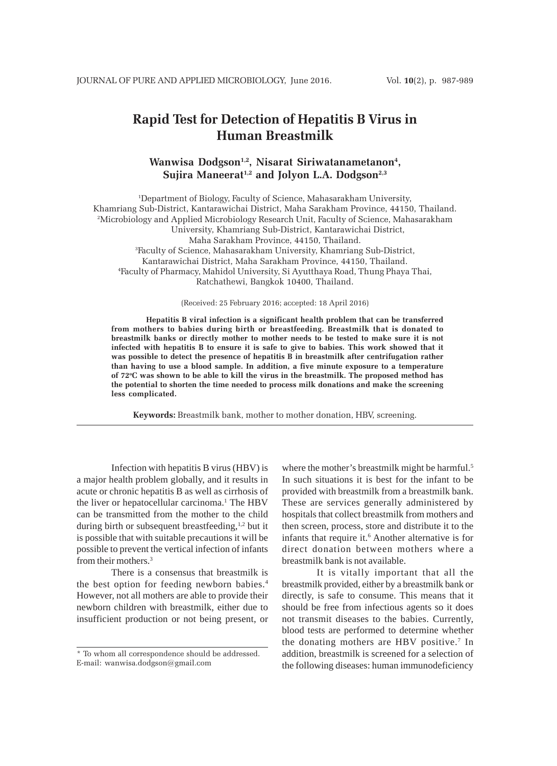# Rapid Test for Detection of Hepatitis B Virus in Human Breastmilk

**Wanwisa Dodgson[1,2], Nisarat Siriwatanametanon[4], Sujira Maneerat[1,2] and Jolyon L.A. Dodgson[2,3]**

[1]Department of Biology, Faculty of Science, Mahasarakham University, Khamriang Sub-District, Kantarawichai District, Maha Sarakham Province, 44150, Thailand.
[2]Microbiology and Applied Microbiology Research Unit, Faculty of Science, Mahasarakham University, Khamriang Sub-District, Kantarawichai District, Maha Sarakham Province, 44150, Thailand.
[3]Faculty of Science, Mahasarakham University, Khamriang Sub-District, Kantarawichai District, Maha Sarakham Province, 44150, Thailand.
[4]Faculty of Pharmacy, Mahidol University, Si Ayutthaya Road, Thung Phaya Thai, Ratchathewi, Bangkok 10400, Thailand.

(Received: 25 February 2016; accepted: 18 April 2016)

**Hepatitis B viral infection is a significant health problem that can be transferred from mothers to babies during birth or breastfeeding. Breastmilk that is donated to breastmilk banks or directly mother to mother needs to be tested to make sure it is not infected with hepatitis B to ensure it is safe to give to babies. This work showed that it was possible to detect the presence of hepatitis B in breastmilk after centrifugation rather than having to use a blood sample. In addition, a five minute exposure to a temperature of 72°C was shown to be able to kill the virus in the breastmilk. The proposed method has the potential to shorten the time needed to process milk donations and make the screening less complicated.**

**Keywords:** Breastmilk bank, mother to mother donation, HBV, screening.

Infection with hepatitis B virus (HBV) is a major health problem globally, and it results in acute or chronic hepatitis B as well as cirrhosis of the liver or hepatocellular carcinoma.[1] The HBV can be transmitted from the mother to the child during birth or subsequent breastfeeding,[1,2] but it is possible that with suitable precautions it will be possible to prevent the vertical infection of infants from their mothers.[3]

There is a consensus that breastmilk is the best option for feeding newborn babies.[4] However, not all mothers are able to provide their newborn children with breastmilk, either due to insufficient production or not being present, or where the mother's breastmilk might be harmful.[5] In such situations it is best for the infant to be provided with breastmilk from a breastmilk bank. These are services generally administered by hospitals that collect breastmilk from mothers and then screen, process, store and distribute it to the infants that require it.[6] Another alternative is for direct donation between mothers where a breastmilk bank is not available.

It is vitally important that all the breastmilk provided, either by a breastmilk bank or directly, is safe to consume. This means that it should be free from infectious agents so it does not transmit diseases to the babies. Currently, blood tests are performed to determine whether the donating mothers are HBV positive.[7] In addition, breastmilk is screened for a selection of the following diseases: human immunodeficiency

* To whom all correspondence should be addressed.
E-mail: wanwisa.dodgson@gmail.com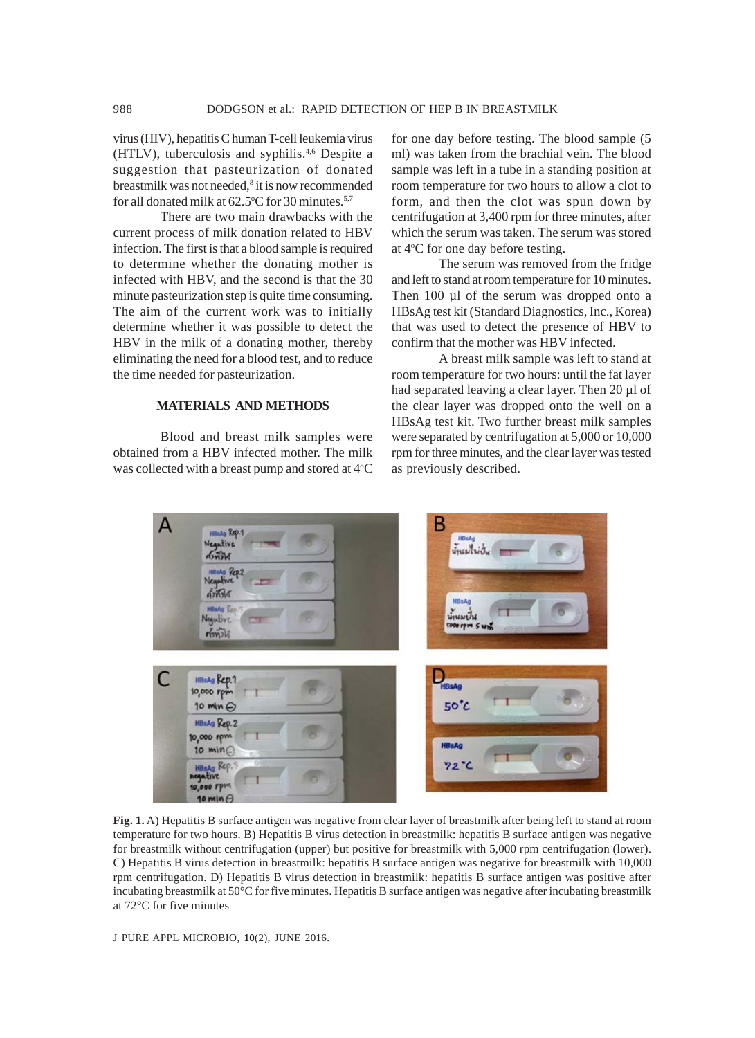virus (HIV), hepatitis C human T-cell leukemia virus (HTLV), tuberculosis and syphilis.[4,6] Despite a suggestion that pasteurization of donated breastmilk was not needed,[8] it is now recommended for all donated milk at 62.5°C for 30 minutes.[5,7]

There are two main drawbacks with the current process of milk donation related to HBV infection. The first is that a blood sample is required to determine whether the donating mother is infected with HBV, and the second is that the 30 minute pasteurization step is quite time consuming. The aim of the current work was to initially determine whether it was possible to detect the HBV in the milk of a donating mother, thereby eliminating the need for a blood test, and to reduce the time needed for pasteurization.

## MATERIALS AND METHODS

Blood and breast milk samples were obtained from a HBV infected mother. The milk was collected with a breast pump and stored at 4°C for one day before testing. The blood sample (5 ml) was taken from the brachial vein. The blood sample was left in a tube in a standing position at room temperature for two hours to allow a clot to form, and then the clot was spun down by centrifugation at 3,400 rpm for three minutes, after which the serum was taken. The serum was stored at 4°C for one day before testing.

The serum was removed from the fridge and left to stand at room temperature for 10 minutes. Then 100 µl of the serum was dropped onto a HBsAg test kit (Standard Diagnostics, Inc., Korea) that was used to detect the presence of HBV to confirm that the mother was HBV infected.

A breast milk sample was left to stand at room temperature for two hours: until the fat layer had separated leaving a clear layer. Then 20 µl of the clear layer was dropped onto the well on a HBsAg test kit. Two further breast milk samples were separated by centrifugation at 5,000 or 10,000 rpm for three minutes, and the clear layer was tested as previously described.

**Fig. 1.** A) Hepatitis B surface antigen was negative from clear layer of breastmilk after being left to stand at room temperature for two hours. B) Hepatitis B virus detection in breastmilk: hepatitis B surface antigen was negative for breastmilk without centrifugation (upper) but positive for breastmilk with 5,000 rpm centrifugation (lower). C) Hepatitis B virus detection in breastmilk: hepatitis B surface antigen was negative for breastmilk with 10,000 rpm centrifugation. D) Hepatitis B virus detection in breastmilk: hepatitis B surface antigen was positive after incubating breastmilk at 50°C for five minutes. Hepatitis B surface antigen was negative after incubating breastmilk at 72°C for five minutes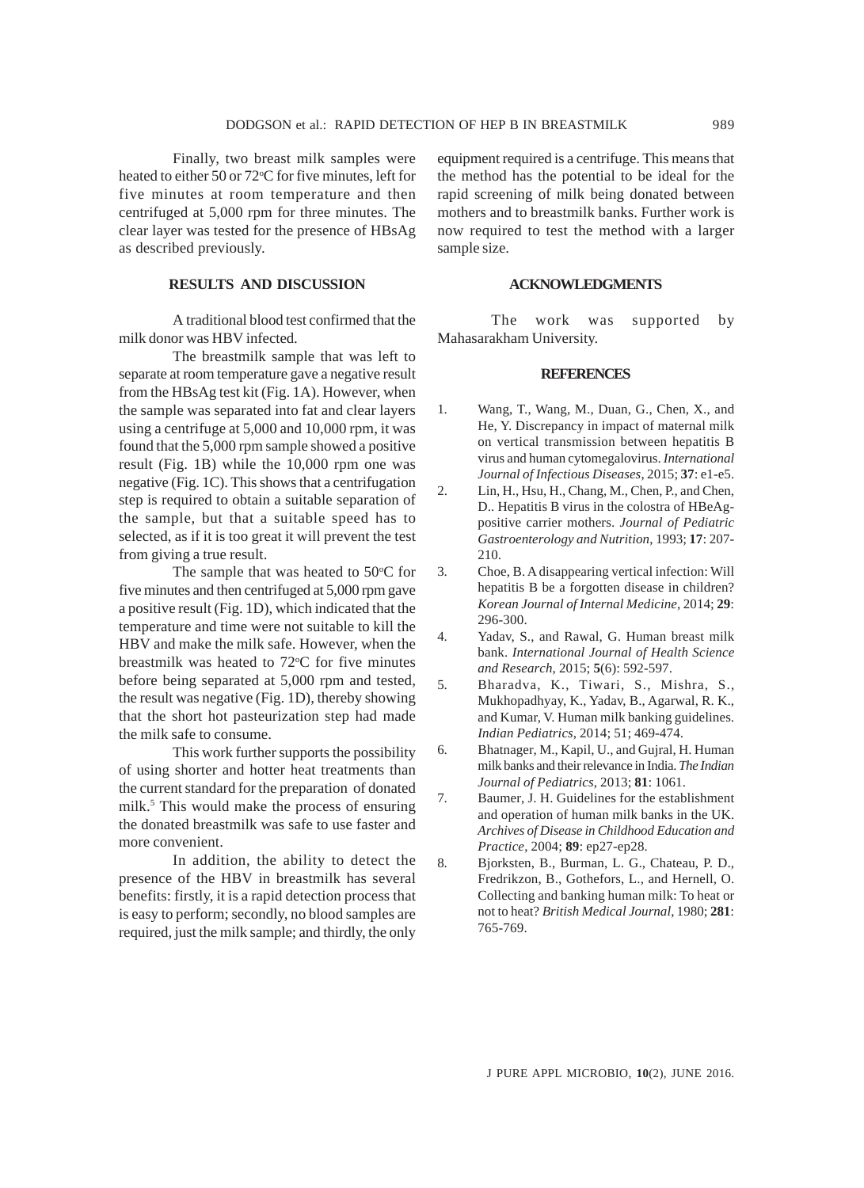Finally, two breast milk samples were heated to either 50 or 72°C for five minutes, left for five minutes at room temperature and then centrifuged at 5,000 rpm for three minutes. The clear layer was tested for the presence of HBsAg as described previously.

## RESULTS AND DISCUSSION

A traditional blood test confirmed that the milk donor was HBV infected.

The breastmilk sample that was left to separate at room temperature gave a negative result from the HBsAg test kit (Fig. 1A). However, when the sample was separated into fat and clear layers using a centrifuge at 5,000 and 10,000 rpm, it was found that the 5,000 rpm sample showed a positive result (Fig. 1B) while the 10,000 rpm one was negative (Fig. 1C). This shows that a centrifugation step is required to obtain a suitable separation of the sample, but that a suitable speed has to selected, as if it is too great it will prevent the test from giving a true result.

The sample that was heated to 50°C for five minutes and then centrifuged at 5,000 rpm gave a positive result (Fig. 1D), which indicated that the temperature and time were not suitable to kill the HBV and make the milk safe. However, when the breastmilk was heated to 72°C for five minutes before being separated at 5,000 rpm and tested, the result was negative (Fig. 1D), thereby showing that the short hot pasteurization step had made the milk safe to consume.

This work further supports the possibility of using shorter and hotter heat treatments than the current standard for the preparation of donated milk.[5] This would make the process of ensuring the donated breastmilk was safe to use faster and more convenient.

In addition, the ability to detect the presence of the HBV in breastmilk has several benefits: firstly, it is a rapid detection process that is easy to perform; secondly, no blood samples are required, just the milk sample; and thirdly, the only equipment required is a centrifuge. This means that the method has the potential to be ideal for the rapid screening of milk being donated between mothers and to breastmilk banks. Further work is now required to test the method with a larger sample size.

## ACKNOWLEDGMENTS

The work was supported by Mahasarakham University.

## REFERENCES

1. Wang, T., Wang, M., Duan, G., Chen, X., and He, Y. Discrepancy in impact of maternal milk on vertical transmission between hepatitis B virus and human cytomegalovirus. *International Journal of Infectious Diseases*, 2015; **37**: e1-e5.
2. Lin, H., Hsu, H., Chang, M., Chen, P., and Chen, D.. Hepatitis B virus in the colostra of HBeAg-positive carrier mothers. *Journal of Pediatric Gastroenterology and Nutrition*, 1993; **17**: 207-210.
3. Choe, B. A disappearing vertical infection: Will hepatitis B be a forgotten disease in children? *Korean Journal of Internal Medicine*, 2014; **29**: 296-300.
4. Yadav, S., and Rawal, G. Human breast milk bank. *International Journal of Health Science and Research*, 2015; **5**(6): 592-597.
5. Bharadva, K., Tiwari, S., Mishra, S., Mukhopadhyay, K., Yadav, B., Agarwal, R. K., and Kumar, V. Human milk banking guidelines. *Indian Pediatrics*, 2014; 51; 469-474.
6. Bhatnager, M., Kapil, U., and Gujral, H. Human milk banks and their relevance in India. *The Indian Journal of Pediatrics*, 2013; **81**: 1061.
7. Baumer, J. H. Guidelines for the establishment and operation of human milk banks in the UK. *Archives of Disease in Childhood Education and Practice*, 2004; **89**: ep27-ep28.
8. Bjorksten, B., Burman, L. G., Chateau, P. D., Fredrikzon, B., Gothefors, L., and Hernell, O. Collecting and banking human milk: To heat or not to heat? *British Medical Journal*, 1980; **281**: 765-769.